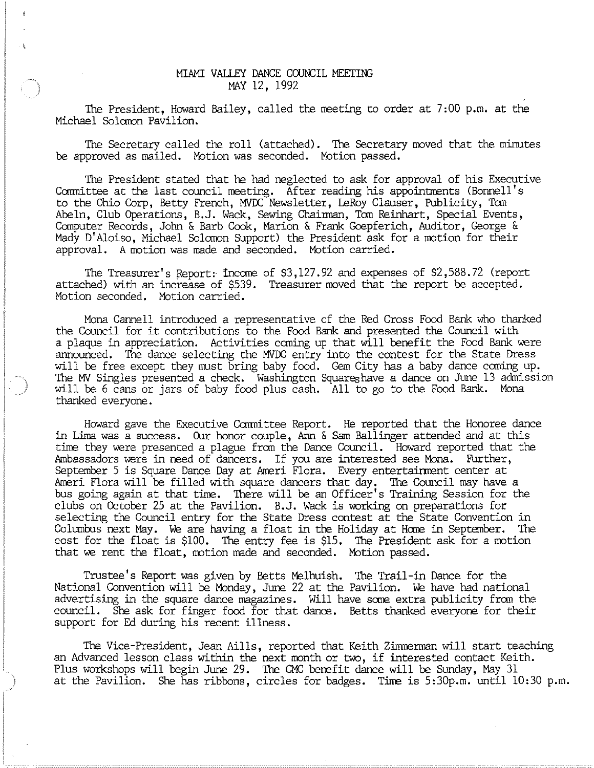# MIAMI VALLEY DANCE COUNCIL MEETING
## MAY 12, 1992

The President, Howard Bailey, called the meeting to order at 7:00 p.m. at the Michael Solomon Pavilion.

The Secretary called the roll (attached). The Secretary moved that the minutes be approved as mailed. Motion was seconded. Motion passed.

The President stated that he had neglected to ask for approval of his Executive Committee at the last council meeting. After reading his appointments (Bonnell's to the Ohio Corp, Betty French, MVDC Newsletter, LeRoy Clauser, Publicity, Tom Abeln, Club Operations, B.J. Wack, Sewing Chairman, Tom Reinhart, Special Events, Computer Records, John & Barb Cook, Marion & Frank Goepferich, Auditor, George & Mady D'Aloiso, Michael Solomon Support) the President ask for a motion for their approval. A motion was made and seconded. Motion carried.

The Treasurer's Report: Income of $3,127.92 and expenses of $2,588.72 (report attached) with an increase of $539. Treasurer moved that the report be accepted. Motion seconded. Motion carried.

Mona Cannell introduced a representative of the Red Cross Food Bank who thanked the Council for it contributions to the Food Bank and presented the Council with a plaque in appreciation. Activities coming up that will benefit the Food Bank were announced. The dance selecting the MVDC entry into the contest for the State Dress will be free except they must bring baby food. Gem City has a baby dance coming up. The MV Singles presented a check. Washington Squareshave a dance on June 13 admission will be 6 cans or jars of baby food plus cash. All to go to the Food Bank. Mona thanked everyone.

Howard gave the Executive Committee Report. He reported that the Honoree dance in Lima was a success. Our honor couple, Ann & Sam Ballinger attended and at this time they were presented a plague from the Dance Council. Howard reported that the Ambassadors were in need of dancers. If you are interested see Mona. Further, September 5 is Square Dance Day at Ameri Flora. Every entertainment center at Ameri Flora will be filled with square dancers that day. The Council may have a bus going again at that time. There will be an Officer's Training Session for the clubs on October 25 at the Pavilion. B.J. Wack is working on preparations for selecting the Council entry for the State Dress contest at the State Convention in Columbus next May. We are having a float in the Holiday at Home in September. The cost for the float is $100. The entry fee is $15. The President ask for a motion that we rent the float, motion made and seconded. Motion passed.

Trustee's Report was given by Betts Melhuish. The Trail-in Dance for the National Convention will be Monday, June 22 at the Pavilion. We have had national advertising in the square dance magazines. Will have some extra publicity from the council. She ask for finger food for that dance. Betts thanked everyone for their support for Ed during his recent illness.

The Vice-President, Jean Aills, reported that Keith Zimmerman will start teaching an Advanced lesson class within the next month or two, if interested contact Keith. Plus workshops will begin June 29. The CMC benefit dance will be Sunday, May 31 at the Pavilion. She has ribbons, circles for badges. Time is 5:30p.m. until 10:30 p.m.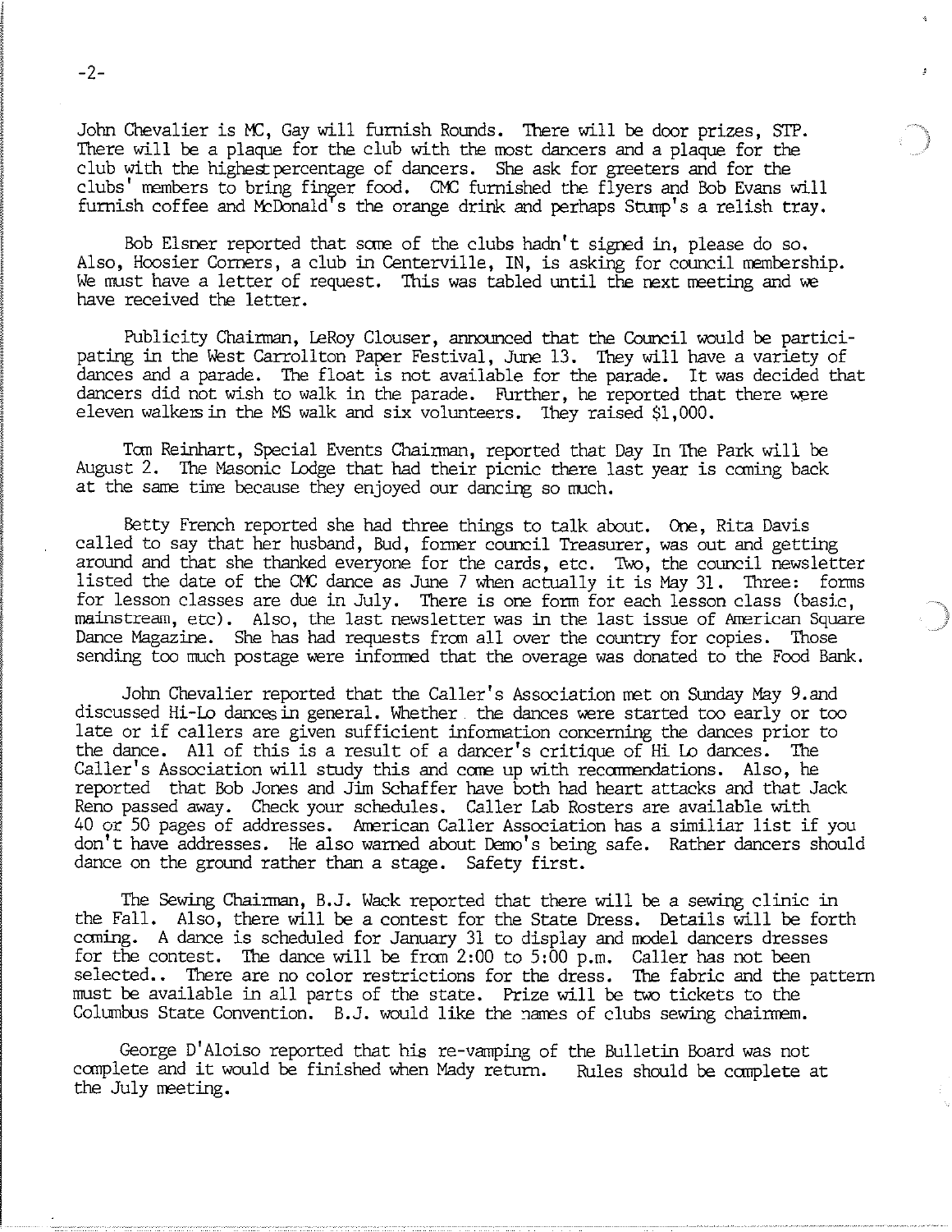John Chevalier is MC, Gay will furnish Rounds. There will be door prizes, STP. There will be a plaque for the club with the most dancers and a plaque for the club with the highest percentage of dancers. She ask for greeters and for the clubs' members to bring finger food. CMC furnished the flyers and Bob Evans will furnish coffee and McDonald's the orange drink and perhaps Stump's a relish tray.

Bob Elsner reported that some of the clubs hadn't signed in, please do so. Also, Hoosier Corners, a club in Centerville, IN, is asking for council membership. We must have a letter of request. This was tabled until the next meeting and we have received the letter.

Publicity Chairman, LeRoy Clouser, announced that the Council would be participating in the West Carrollton Paper Festival, June 13. They will have a variety of dances and a parade. The float is not available for the parade. It was decided that dancers did not wish to walk in the parade. Further, he reported that there were eleven walkers in the MS walk and six volunteers. They raised $1,000.

Tom Reinhart, Special Events Chairman, reported that Day In The Park will be August 2. The Masonic Lodge that had their picnic there last year is coming back at the same time because they enjoyed our dancing so much.

Betty French reported she had three things to talk about. One, Rita Davis called to say that her husband, Bud, former council Treasurer, was out and getting around and that she thanked everyone for the cards, etc. Two, the council newsletter listed the date of the CMC dance as June 7 when actually it is May 31. Three: forms for lesson classes are due in July. There is one form for each lesson class (basic, mainstream, etc). Also, the last newsletter was in the last issue of American Square Dance Magazine. She has had requests from all over the country for copies. Those sending too much postage were informed that the overage was donated to the Food Bank.

John Chevalier reported that the Caller's Association met on Sunday May 9.and discussed Hi-Lo dances in general. Whether the dances were started too early or too late or if callers are given sufficient information concerning the dances prior to the dance. All of this is a result of a dancer's critique of Hi Lo dances. The Caller's Association will study this and come up with recommendations. Also, he reported that Bob Jones and Jim Schaffer have both had heart attacks and that Jack Reno passed away. Check your schedules. Caller Lab Rosters are available with 40 or 50 pages of addresses. American Caller Association has a similiar list if you don't have addresses. He also warned about Demo's being safe. Rather dancers should dance on the ground rather than a stage. Safety first.

The Sewing Chairman, B.J. Wack reported that there will be a sewing clinic in the Fall. Also, there will be a contest for the State Dress. Details will be forth coming. A dance is scheduled for January 31 to display and model dancers dresses for the contest. The dance will be from 2:00 to 5:00 p.m. Caller has not been selected.. There are no color restrictions for the dress. The fabric and the pattern must be available in all parts of the state. Prize will be two tickets to the Columbus State Convention. B.J. would like the names of clubs sewing chairmem.

George D'Aloiso reported that his re-vamping of the Bulletin Board was not complete and it would be finished when Mady return. Rules should be complete at the July meeting.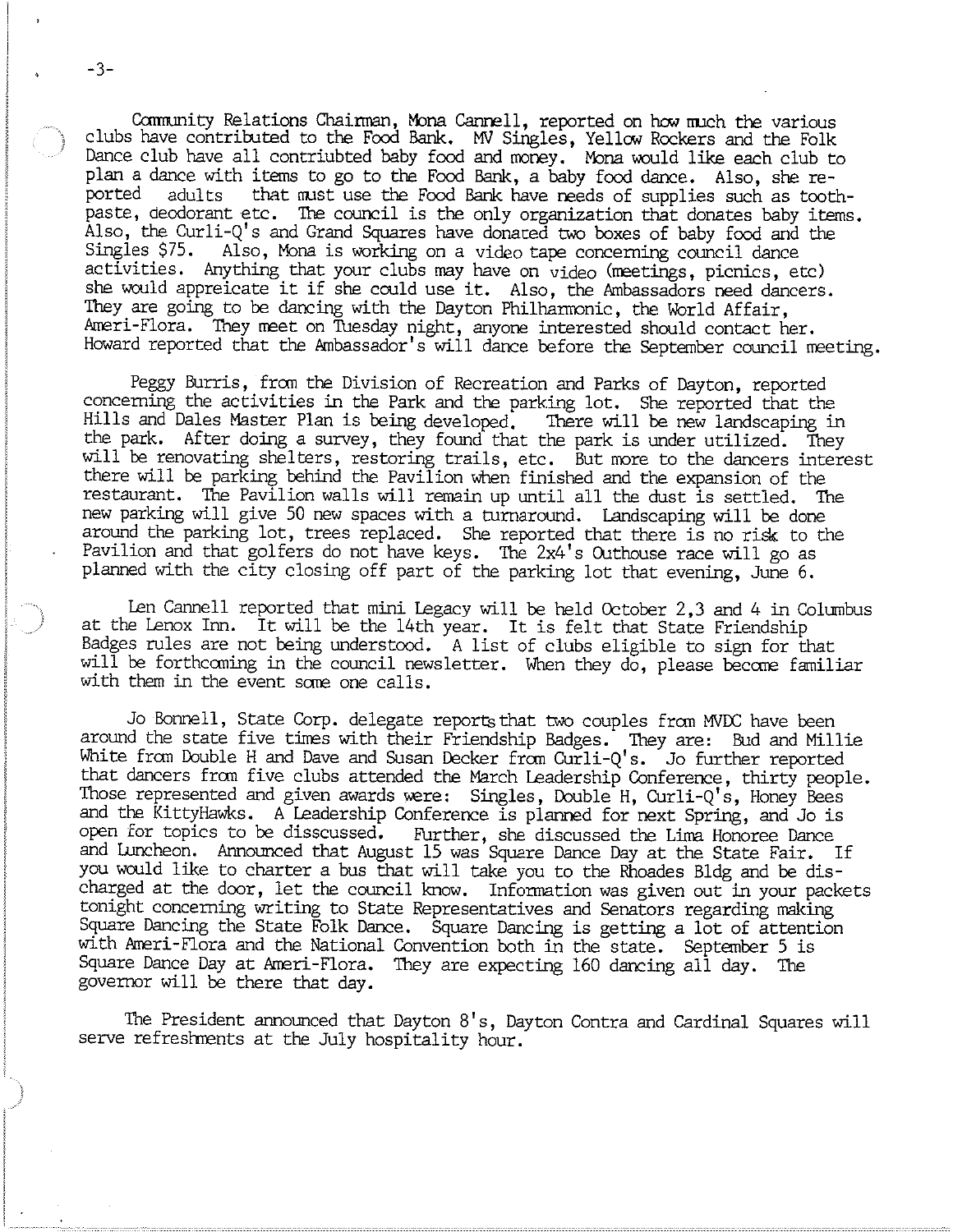Community Relations Chairman, Mona Cannell, reported on how much the various clubs have contributed to the Food Bank. MV Singles, Yellow Rockers and the Folk Dance club have all contriubted baby food and money. Mona would like each club to plan a dance with items to go to the Food Bank, a baby food dance. Also, she reported adults that must use the Food Bank have needs of supplies such as toothpaste, deodorant etc. The council is the only organization that donates baby items. Also, the Curli-Q's and Grand Squares have donated two boxes of baby food and the Singles $75. Also, Mona is working on a video tape concerning council dance activities. Anything that your clubs may have on video (meetings, picnics, etc) she would appreicate it if she could use it. Also, the Ambassadors need dancers. They are going to be dancing with the Dayton Philharmonic, the World Affair, Ameri-Flora. They meet on Tuesday night, anyone interested should contact her. Howard reported that the Ambassador's will dance before the September council meeting.

Peggy Burris, from the Division of Recreation and Parks of Dayton, reported concerning the activities in the Park and the parking lot. She reported that the Hills and Dales Master Plan is being developed. There will be new landscaping in the park. After doing a survey, they found that the park is under utilized. They will be renovating shelters, restoring trails, etc. But more to the dancers interest there will be parking behind the Pavilion when finished and the expansion of the restaurant. The Pavilion walls will remain up until all the dust is settled. The new parking will give 50 new spaces with a turnaround. Landscaping will be done around the parking lot, trees replaced. She reported that there is no risk to the Pavilion and that golfers do not have keys. The 2x4's Outhouse race will go as planned with the city closing off part of the parking lot that evening, June 6.

Len Cannell reported that mini Legacy will be held October 2,3 and 4 in Columbus at the Lenox Inn. It will be the 14th year. It is felt that State Friendship Badges rules are not being understood. A list of clubs eligible to sign for that will be forthcoming in the council newsletter. When they do, please become familiar with them in the event some one calls.

Jo Bonnell, State Corp. delegate reports that two couples from MVDC have been around the state five times with their Friendship Badges. They are: Bud and Millie White from Double H and Dave and Susan Decker from Curli-Q's. Jo further reported that dancers from five clubs attended the March Leadership Conference, thirty people. Those represented and given awards were: Singles, Double H, Curli-Q's, Honey Bees and the KittyHawks. A Leadership Conference is planned for next Spring, and Jo is open for topics to be disscussed. Further, she discussed the Lima Honoree Dance and Luncheon. Announced that August 15 was Square Dance Day at the State Fair. If you would like to charter a bus that will take you to the Rhoades Bldg and be discharged at the door, let the council know. Information was given out in your packets tonight concerning writing to State Representatives and Senators regarding making Square Dance the State Folk Dance. Square Dancing is getting a lot of attention with Ameri-Flora and the National Convention both in the state. September 5 is Square Dance Day at Ameri-Flora. They are expecting 160 dancing all day. The governor will be there that day.

The President announced that Dayton 8's, Dayton Contra and Cardinal Squares will serve refreshments at the July hospitality hour.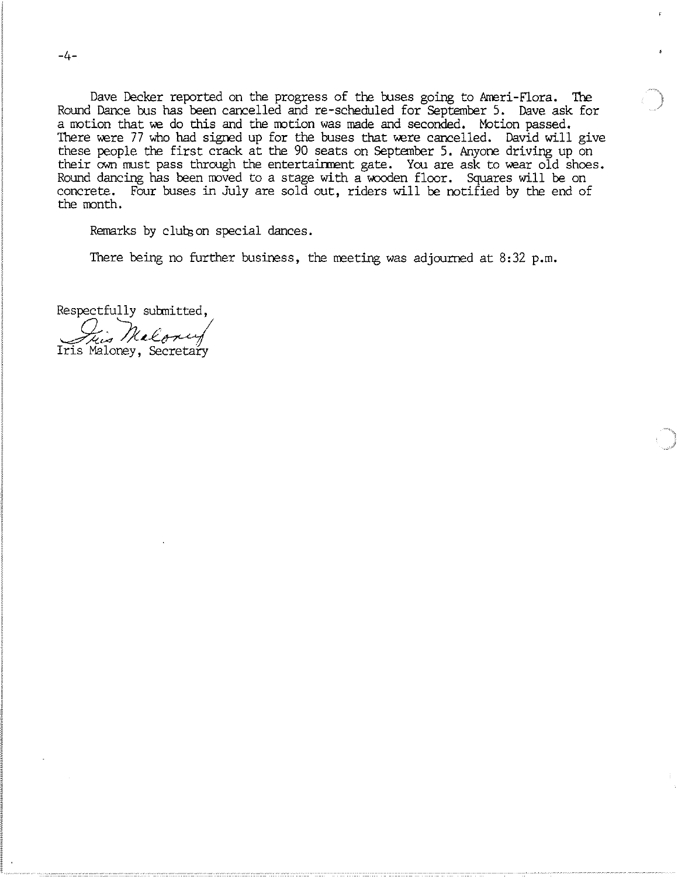Dave Decker reported on the progress of the buses going to Ameri-Flora. The Round Dance bus has been cancelled and re-scheduled for September 5. Dave ask for a motion that we do this and the motion was made and seconded. Motion passed. There were 77 who had signed up for the buses that were cancelled. David will give these people the first crack at the 90 seats on September 5. Anyone driving up on their own must pass through the entertainment gate. You are ask to wear old shoes. Round dancing has been moved to a stage with a wooden floor. Squares will be on concrete. Four buses in July are sold out, riders will be notified by the end of the month.

Remarks by clubs on special dances.

There being no further business, the meeting was adjourned at 8:32 p.m.

Respectfully submitted,

Iris Maloney

Iris Maloney, Secretary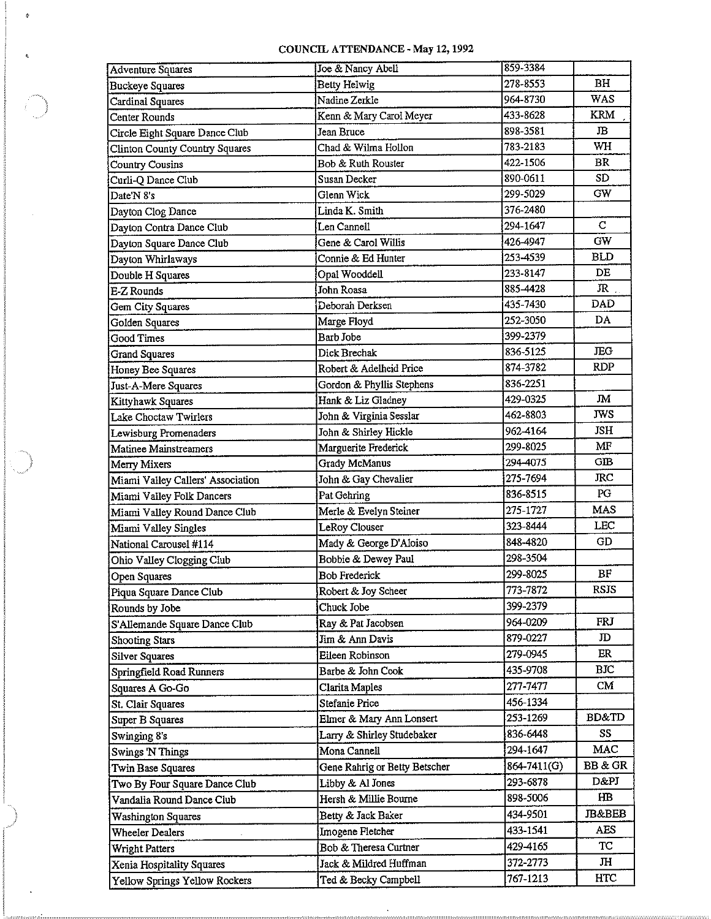# COUNCIL ATTENDANCE - May 12, 1992

| Club | Contact | Phone | Initials |
|---|---|---|---|
| Adventure Squares | Joe & Nancy Abell | 859-3384 | |
| Buckeye Squares | Betty Helwig | 278-8553 | BH |
| Cardinal Squares | Nadine Zerkle | 964-8730 | WAS |
| Center Rounds | Kenn & Mary Carol Meyer | 433-8628 | KRM |
| Circle Eight Square Dance Club | Jean Bruce | 898-3581 | JB |
| Clinton County Country Squares | Chad & Wilma Hollon | 783-2183 | WH |
| Country Cousins | Bob & Ruth Rouster | 422-1506 | BR |
| Curli-Q Dance Club | Susan Decker | 890-0611 | SD |
| Date'N 8's | Glenn Wick | 299-5029 | GW |
| Dayton Clog Dance | Linda K. Smith | 376-2480 | |
| Dayton Contra Dance Club | Len Cannell | 294-1647 | C |
| Dayton Square Dance Club | Gene & Carol Willis | 426-4947 | GW |
| Dayton Whirlaways | Connie & Ed Hunter | 253-4539 | BLD |
| Double H Squares | Opal Wooddell | 233-8147 | DE |
| E-Z Rounds | John Roasa | 885-4428 | JR |
| Gem City Squares | Deborah Derksen | 435-7430 | DAD |
| Golden Squares | Marge Floyd | 252-3050 | DA |
| Good Times | Barb Jobe | 399-2379 | |
| Grand Squares | Dick Brechak | 836-5125 | JEG |
| Honey Bee Squares | Robert & Adelheid Price | 874-3782 | RDP |
| Just-A-Mere Squares | Gordon & Phyllis Stephens | 836-2251 | |
| Kittyhawk Squares | Hank & Liz Gladney | 429-0325 | JM |
| Lake Choctaw Twirlers | John & Virginia Sesslar | 462-8803 | JWS |
| Lewisburg Promenaders | John & Shirley Hickle | 962-4164 | JSH |
| Matinee Mainstreamers | Marguerite Frederick | 299-8025 | MF |
| Merry Mixers | Grady McManus | 294-4075 | GIB |
| Miami Valley Callers' Association | John & Gay Chevalier | 275-7694 | JRC |
| Miami Valley Folk Dancers | Pat Gehring | 836-8515 | PG |
| Miami Valley Round Dance Club | Merle & Evelyn Steiner | 275-1727 | MAS |
| Miami Valley Singles | LeRoy Clouser | 323-8444 | LEC |
| National Carousel #114 | Mady & George D'Aloiso | 848-4820 | GD |
| Ohio Valley Clogging Club | Bobbie & Dewey Paul | 298-3504 | |
| Open Squares | Bob Frederick | 299-8025 | BF |
| Piqua Square Dance Club | Robert & Joy Scheer | 773-7872 | RSJS |
| Rounds by Jobe | Chuck Jobe | 399-2379 | |
| S'Allemande Square Dance Club | Ray & Pat Jacobsen | 964-0209 | FRJ |
| Shooting Stars | Jim & Ann Davis | 879-0227 | JD |
| Silver Squares | Eileen Robinson | 279-0945 | ER |
| Springfield Road Runners | Barbe & John Cook | 435-9708 | BJC |
| Squares A Go-Go | Clarita Maples | 277-7477 | CM |
| St. Clair Squares | Stefanie Price | 456-1334 | |
| Super B Squares | Elmer & Mary Ann Lonsert | 253-1269 | BD&TD |
| Swinging 8's | Larry & Shirley Studebaker | 836-6448 | SS |
| Swings 'N Things | Mona Cannell | 294-1647 | MAC |
| Twin Base Squares | Gene Rahrig or Betty Betscher | 864-7411(G) | BB & GR |
| Two By Four Square Dance Club | Libby & Al Jones | 293-6878 | D&PJ |
| Vandalia Round Dance Club | Hersh & Millie Bourne | 898-5006 | HB |
| Washington Squares | Betty & Jack Baker | 434-9501 | JB&BEB |
| Wheeler Dealers | Imogene Fletcher | 433-1541 | AES |
| Wright Patters | Bob & Theresa Curtner | 429-4165 | TC |
| Xenia Hospitality Squares | Jack & Mildred Huffman | 372-2773 | JH |
| Yellow Springs Yellow Rockers | Ted & Becky Campbell | 767-1213 | HTC |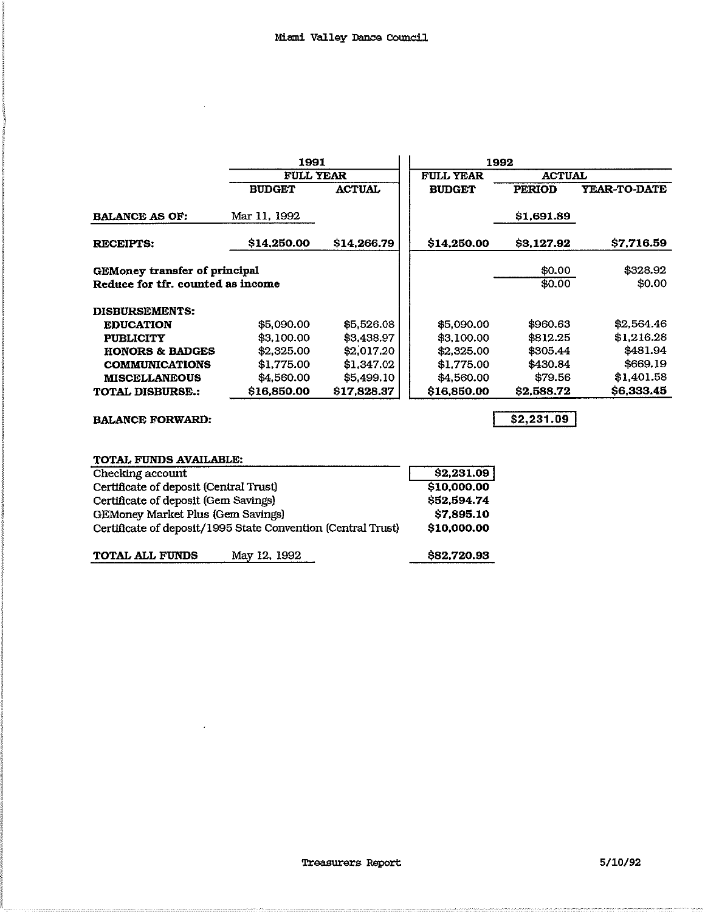Miami Valley Dance Council

| | 1991 | | 1992 | | |
|---|---|---|---|---|---|
| | FULL YEAR | | FULL YEAR | ACTUAL | |
| | BUDGET | ACTUAL | BUDGET | PERIOD | YEAR-TO-DATE |
| **BALANCE AS OF:** | Mar 11, 1992 | | | $1,691.89 | |
| **RECEIPTS:** | **$14,250.00** | **$14,266.79** | **$14,250.00** | **$3,127.92** | **$7,716.59** |
| **GEMoney transfer of principal** | | | | $0.00 | $328.92 |
| **Reduce for tfr. counted as income** | | | | $0.00 | $0.00 |
| **DISBURSEMENTS:** | | | | | |
| **EDUCATION** | $5,090.00 | $5,526.08 | $5,090.00 | $960.63 | $2,564.46 |
| **PUBLICITY** | $3,100.00 | $3,438.97 | $3,100.00 | $812.25 | $1,216.28 |
| **HONORS & BADGES** | $2,325.00 | $2,017.20 | $2,325.00 | $305.44 | $481.94 |
| **COMMUNICATIONS** | $1,775.00 | $1,347.02 | $1,775.00 | $430.84 | $669.19 |
| **MISCELLANEOUS** | $4,560.00 | $5,499.10 | $4,560.00 | $79.56 | $1,401.58 |
| **TOTAL DISBURSE.:** | **$16,850.00** | **$17,828.37** | **$16,850.00** | **$2,588.72** | **$6,333.45** |
| **BALANCE FORWARD:** | | | | **$2,231.09** | |

| **TOTAL FUNDS AVAILABLE:** | |
|---|---|
| Checking account | **$2,231.09** |
| Certificate of deposit (Central Trust) | **$10,000.00** |
| Certificate of deposit (Gem Savings) | **$52,594.74** |
| GEMoney Market Plus (Gem Savings) | **$7,895.10** |
| Certificate of deposit/1995 State Convention (Central Trust) | **$10,000.00** |
| **TOTAL ALL FUNDS** May 12, 1992 | **$82,720.93** |

Treasurers Report 5/10/92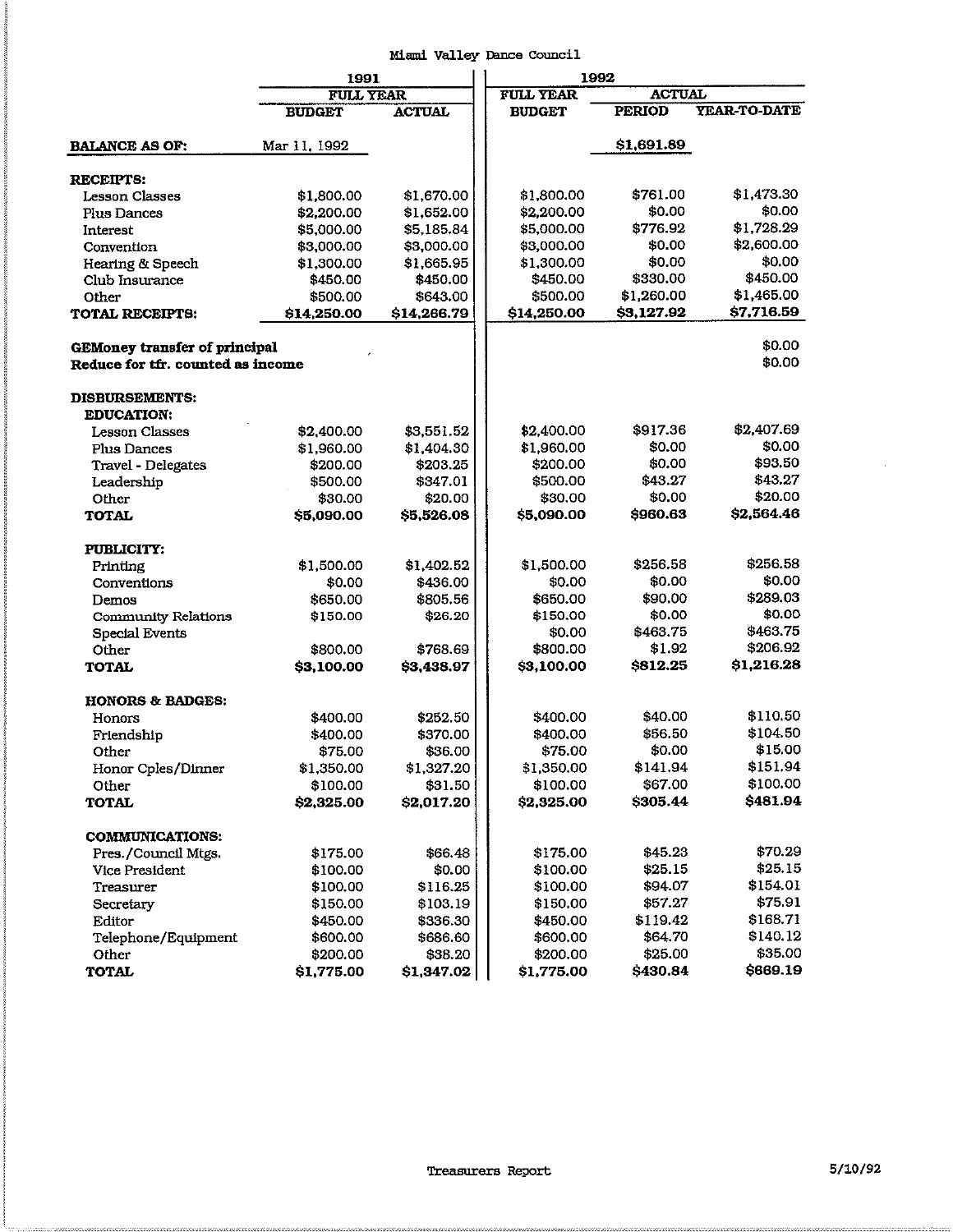Miami Valley Dance Council

| | 1991 | | 1992 | | |
|---|---|---|---|---|---|
| | FULL YEAR | | FULL YEAR | ACTUAL | |
| | BUDGET | ACTUAL | BUDGET | PERIOD | YEAR-TO-DATE |
| **BALANCE AS OF:** | Mar 11, 1992 | | | $1,691.89 | |
| **RECEIPTS:** | | | | | |
| Lesson Classes | $1,800.00 | $1,670.00 | $1,800.00 | $761.00 | $1,473.30 |
| Plus Dances | $2,200.00 | $1,652.00 | $2,200.00 | $0.00 | $0.00 |
| Interest | $5,000.00 | $5,185.84 | $5,000.00 | $776.92 | $1,728.29 |
| Convention | $3,000.00 | $3,000.00 | $3,000.00 | $0.00 | $2,600.00 |
| Hearing & Speech | $1,300.00 | $1,665.95 | $1,300.00 | $0.00 | $0.00 |
| Club Insurance | $450.00 | $450.00 | $450.00 | $330.00 | $450.00 |
| Other | $500.00 | $643.00 | $500.00 | $1,260.00 | $1,465.00 |
| **TOTAL RECEIPTS:** | **$14,250.00** | **$14,266.79** | **$14,250.00** | **$3,127.92** | **$7,716.59** |
| **GEMoney transfer of principal** | | | | | $0.00 |
| **Reduce for tfr. counted as income** | | | | | $0.00 |
| **DISBURSEMENTS:** | | | | | |
| **EDUCATION:** | | | | | |
| Lesson Classes | $2,400.00 | $3,551.52 | $2,400.00 | $917.36 | $2,407.69 |
| Plus Dances | $1,960.00 | $1,404.30 | $1,960.00 | $0.00 | $0.00 |
| Travel - Delegates | $200.00 | $203.25 | $200.00 | $0.00 | $93.50 |
| Leadership | $500.00 | $347.01 | $500.00 | $43.27 | $43.27 |
| Other | $30.00 | $20.00 | $30.00 | $0.00 | $20.00 |
| **TOTAL** | **$5,090.00** | **$5,526.08** | **$5,090.00** | **$960.63** | **$2,564.46** |
| **PUBLICITY:** | | | | | |
| Printing | $1,500.00 | $1,402.52 | $1,500.00 | $256.58 | $256.58 |
| Conventions | $0.00 | $436.00 | $0.00 | $0.00 | $0.00 |
| Demos | $650.00 | $805.56 | $650.00 | $90.00 | $289.03 |
| Community Relations | $150.00 | $26.20 | $150.00 | $0.00 | $0.00 |
| Special Events | | | $0.00 | $463.75 | $463.75 |
| Other | $800.00 | $768.69 | $800.00 | $1.92 | $206.92 |
| **TOTAL** | **$3,100.00** | **$3,438.97** | **$3,100.00** | **$812.25** | **$1,216.28** |
| **HONORS & BADGES:** | | | | | |
| Honors | $400.00 | $252.50 | $400.00 | $40.00 | $110.50 |
| Friendship | $400.00 | $370.00 | $400.00 | $56.50 | $104.50 |
| Other | $75.00 | $36.00 | $75.00 | $0.00 | $15.00 |
| Honor Cples/Dinner | $1,350.00 | $1,327.20 | $1,350.00 | $141.94 | $151.94 |
| Other | $100.00 | $31.50 | $100.00 | $67.00 | $100.00 |
| **TOTAL** | **$2,325.00** | **$2,017.20** | **$2,325.00** | **$305.44** | **$481.94** |
| **COMMUNICATIONS:** | | | | | |
| Pres./Council Mtgs. | $175.00 | $66.48 | $175.00 | $45.23 | $70.29 |
| Vice President | $100.00 | $0.00 | $100.00 | $25.15 | $25.15 |
| Treasurer | $100.00 | $116.25 | $100.00 | $94.07 | $154.01 |
| Secretary | $150.00 | $103.19 | $150.00 | $57.27 | $75.91 |
| Editor | $450.00 | $336.30 | $450.00 | $119.42 | $168.71 |
| Telephone/Equipment | $600.00 | $686.60 | $600.00 | $64.70 | $140.12 |
| Other | $200.00 | $38.20 | $200.00 | $25.00 | $35.00 |
| **TOTAL** | **$1,775.00** | **$1,347.02** | **$1,775.00** | **$430.84** | **$669.19** |

Treasurers Report 5/10/92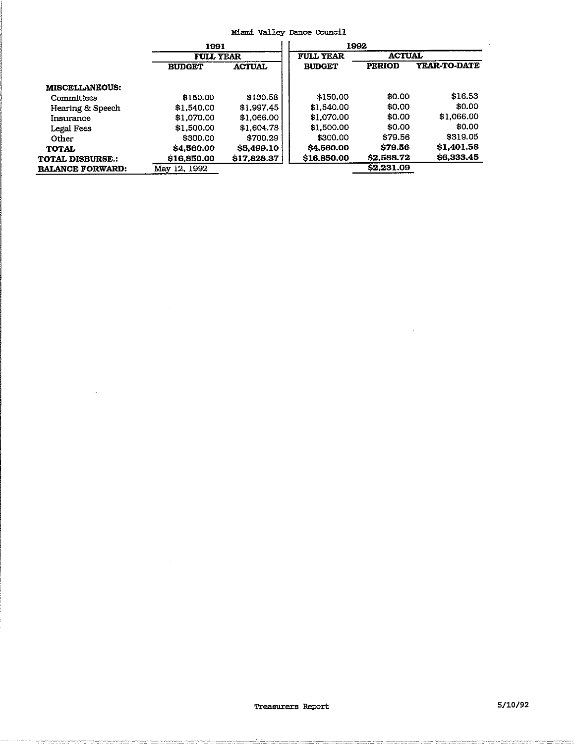Miami Valley Dance Council

| | 1991 | | 1992 | | |
|---|---|---|---|---|---|
| | FULL YEAR | | FULL YEAR | ACTUAL | |
| | BUDGET | ACTUAL | BUDGET | PERIOD | YEAR-TO-DATE |
| **MISCELLANEOUS:** | | | | | |
| Committees | $150.00 | $130.58 | $150.00 | $0.00 | $16.53 |
| Hearing & Speech | $1,540.00 | $1,997.45 | $1,540.00 | $0.00 | $0.00 |
| Insurance | $1,070.00 | $1,066.00 | $1,070.00 | $0.00 | $1,066.00 |
| Legal Fees | $1,500.00 | $1,604.78 | $1,500.00 | $0.00 | $0.00 |
| Other | $300.00 | $700.29 | $300.00 | $79.56 | $319.05 |
| **TOTAL** | **$4,560.00** | **$5,499.10** | **$4,560.00** | **$79.56** | **$1,401.58** |
| **TOTAL DISBURSE.:** | **$16,850.00** | **$17,828.37** | **$16,850.00** | **$2,588.72** | **$6,333.45** |
| **BALANCE FORWARD:** | May 12, 1992 | | | **$2,231.09** | |

Treasurers Report

5/10/92